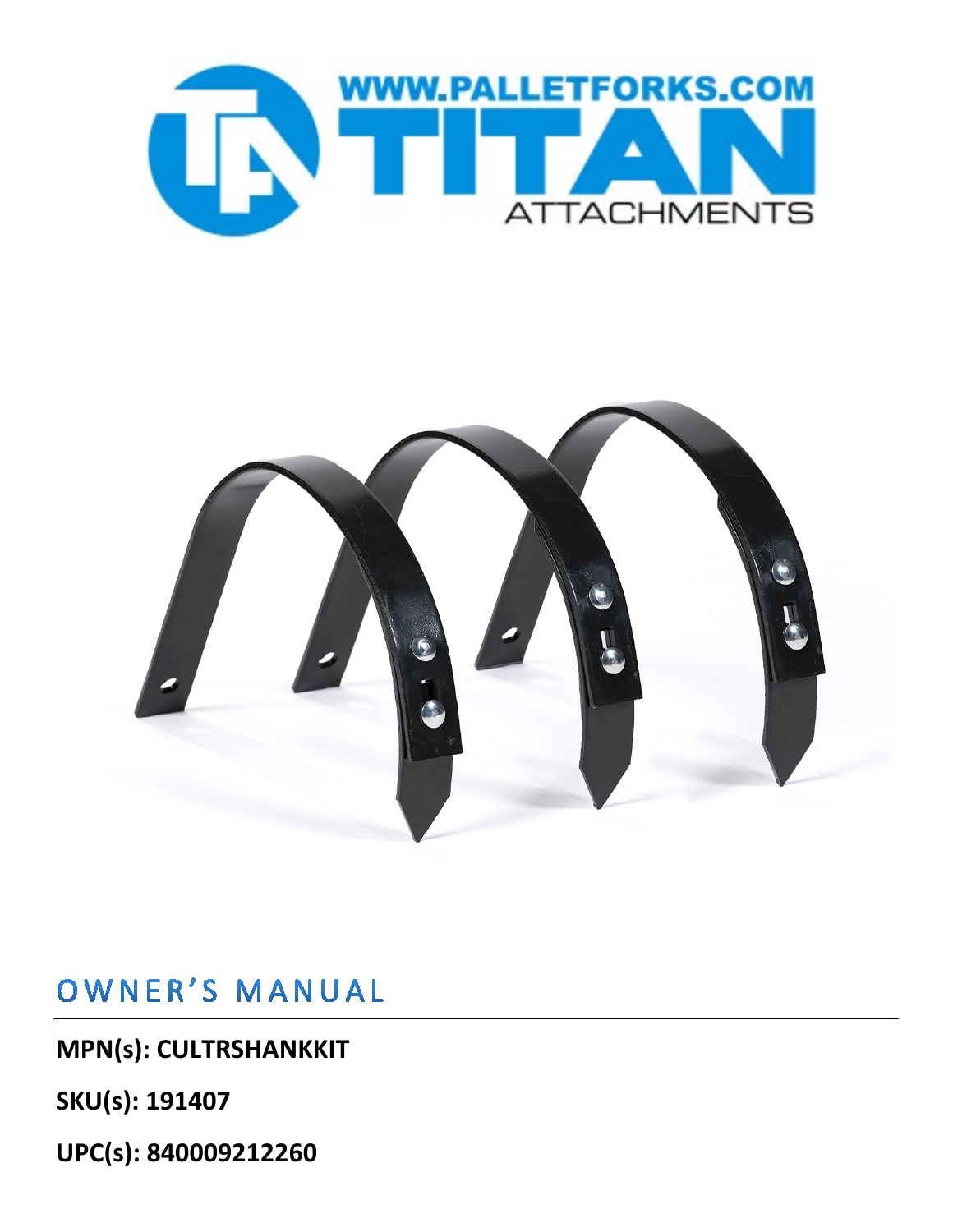WWW.PALLETFORKS.COM

TITAN

ATTACHMENTS

# OWNER'S MANUAL

**MPN(s): CULTRSHANKKIT**

**SKU(s): 191407**

**UPC(s): 840009212260**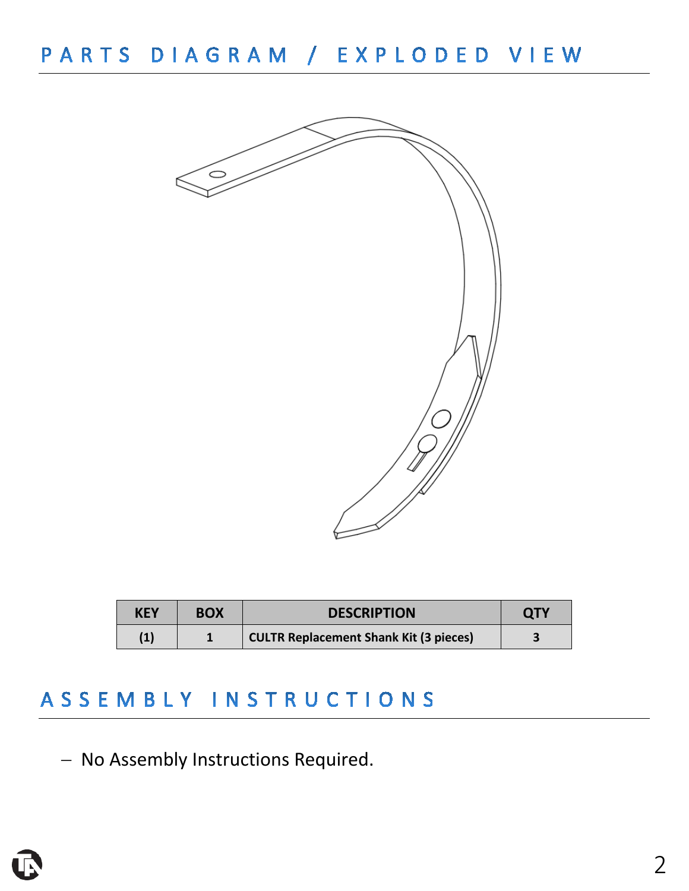## PARTS DIAGRAM / EXPLODED VIEW

| KEY | BOX | DESCRIPTION | QTY |
|---|---|---|---|
| (1) | 1 | CULTR Replacement Shank Kit (3 pieces) | 3 |

## ASSEMBLY INSTRUCTIONS

- No Assembly Instructions Required.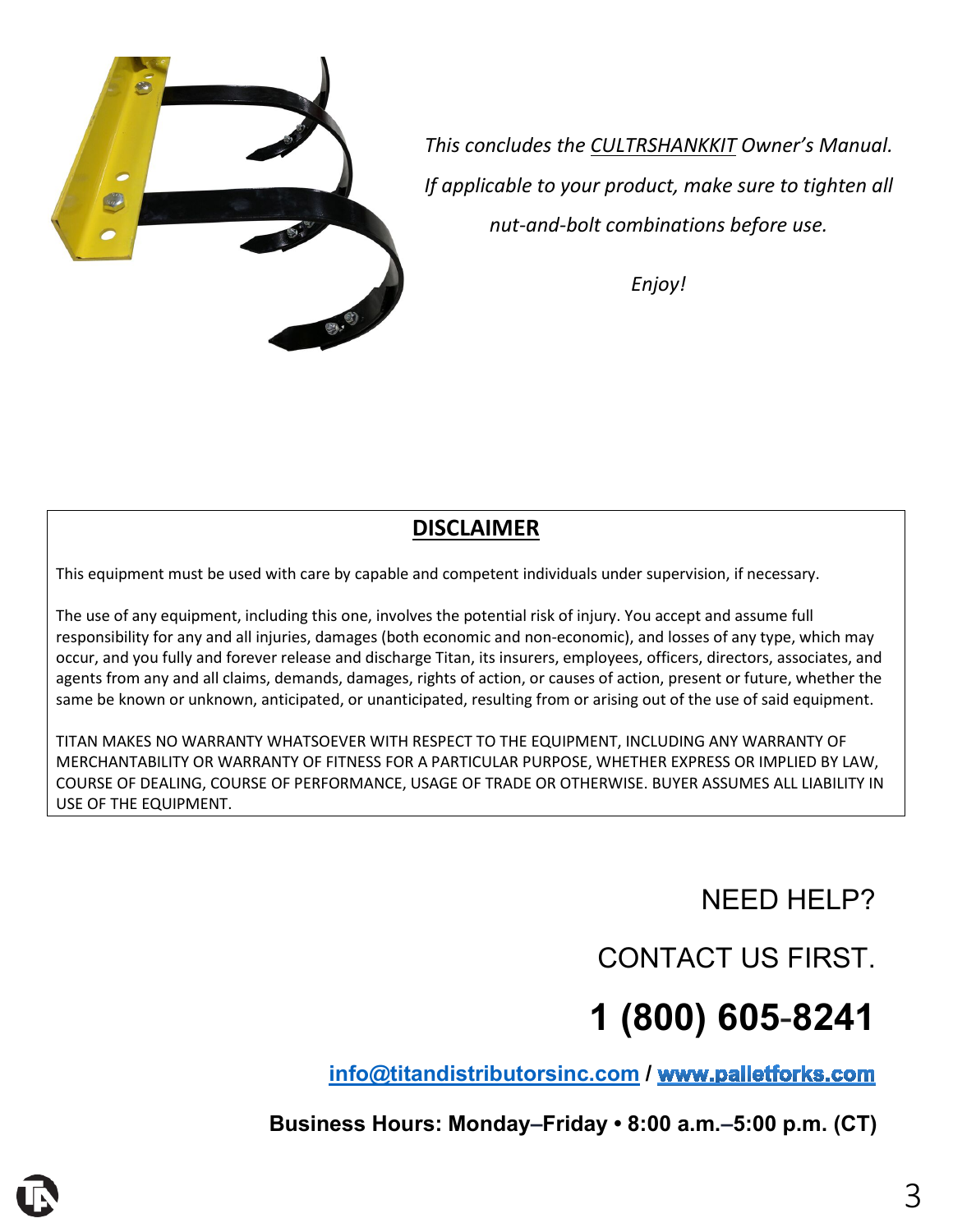*This concludes the CULTRSHANKKIT Owner's Manual.*
*If applicable to your product, make sure to tighten all nut-and-bolt combinations before use.*

*Enjoy!*

## DISCLAIMER

This equipment must be used with care by capable and competent individuals under supervision, if necessary.

The use of any equipment, including this one, involves the potential risk of injury. You accept and assume full responsibility for any and all injuries, damages (both economic and non-economic), and losses of any type, which may occur, and you fully and forever release and discharge Titan, its insurers, employees, officers, directors, associates, and agents from any and all claims, demands, damages, rights of action, or causes of action, present or future, whether the same be known or unknown, anticipated, or unanticipated, resulting from or arising out of the use of said equipment.

TITAN MAKES NO WARRANTY WHATSOEVER WITH RESPECT TO THE EQUIPMENT, INCLUDING ANY WARRANTY OF MERCHANTABILITY OR WARRANTY OF FITNESS FOR A PARTICULAR PURPOSE, WHETHER EXPRESS OR IMPLIED BY LAW, COURSE OF DEALING, COURSE OF PERFORMANCE, USAGE OF TRADE OR OTHERWISE. BUYER ASSUMES ALL LIABILITY IN USE OF THE EQUIPMENT.

NEED HELP?

CONTACT US FIRST.

**1 (800) 605-8241**

**info@titandistributorsinc.com / www.palletforks.com**

**Business Hours: Monday–Friday • 8:00 a.m.–5:00 p.m. (CT)**